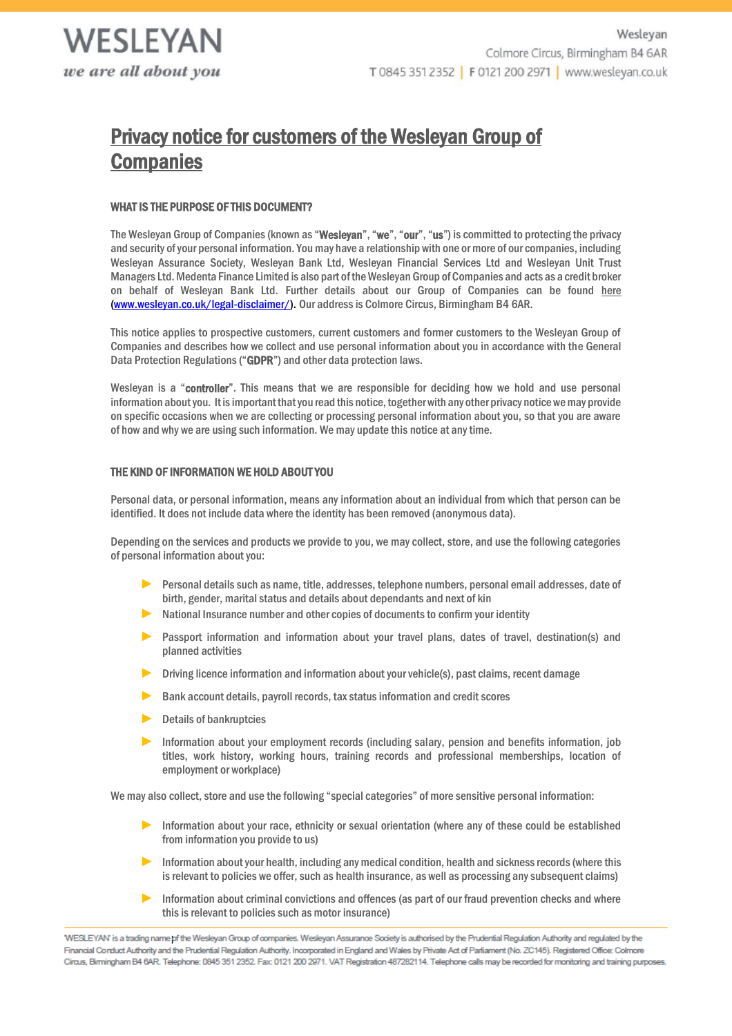WESLEYAN

*we are all about you*

Wesleyan
Colmore Circus, Birmingham B4 6AR
T 0845 351 2352 | F 0121 200 2971 | www.wesleyan.co.uk

# Privacy notice for customers of the Wesleyan Group of Companies

## WHAT IS THE PURPOSE OF THIS DOCUMENT?

The Wesleyan Group of Companies (known as "**Wesleyan**", "**we**", "**our**", "**us**") is committed to protecting the privacy and security of your personal information. You may have a relationship with one or more of our companies, including Wesleyan Assurance Society, Wesleyan Bank Ltd, Wesleyan Financial Services Ltd and Wesleyan Unit Trust Managers Ltd. Medenta Finance Limited is also part of the Wesleyan Group of Companies and acts as a credit broker on behalf of Wesleyan Bank Ltd. Further details about our Group of Companies can be found here (www.wesleyan.co.uk/legal-disclaimer/). Our address is Colmore Circus, Birmingham B4 6AR.

This notice applies to prospective customers, current customers and former customers to the Wesleyan Group of Companies and describes how we collect and use personal information about you in accordance with the General Data Protection Regulations ("**GDPR**") and other data protection laws.

Wesleyan is a "**controller**". This means that we are responsible for deciding how we hold and use personal information about you. It is important that you read this notice, together with any other privacy notice we may provide on specific occasions when we are collecting or processing personal information about you, so that you are aware of how and why we are using such information. We may update this notice at any time.

## THE KIND OF INFORMATION WE HOLD ABOUT YOU

Personal data, or personal information, means any information about an individual from which that person can be identified. It does not include data where the identity has been removed (anonymous data).

Depending on the services and products we provide to you, we may collect, store, and use the following categories of personal information about you:

- Personal details such as name, title, addresses, telephone numbers, personal email addresses, date of birth, gender, marital status and details about dependants and next of kin
- National Insurance number and other copies of documents to confirm your identity
- Passport information and information about your travel plans, dates of travel, destination(s) and planned activities
- Driving licence information and information about your vehicle(s), past claims, recent damage
- Bank account details, payroll records, tax status information and credit scores
- Details of bankruptcies
- Information about your employment records (including salary, pension and benefits information, job titles, work history, working hours, training records and professional memberships, location of employment or workplace)

We may also collect, store and use the following "special categories" of more sensitive personal information:

- Information about your race, ethnicity or sexual orientation (where any of these could be established from information you provide to us)
- Information about your health, including any medical condition, health and sickness records (where this is relevant to policies we offer, such as health insurance, as well as processing any subsequent claims)
- Information about criminal convictions and offences (as part of our fraud prevention checks and where this is relevant to policies such as motor insurance)

'WESLEYAN' is a trading name of the Wesleyan Group of companies. Wesleyan Assurance Society is authorised by the Prudential Regulation Authority and regulated by the Financial Conduct Authority and the Prudential Regulation Authority. Incorporated in England and Wales by Private Act of Parliament (No. ZC145). Registered Office: Colmore Circus, Birmingham B4 6AR. Telephone: 0845 351 2352. Fax: 0121 200 2971. VAT Registration 487282114. Telephone calls may be recorded for monitoring and training purposes.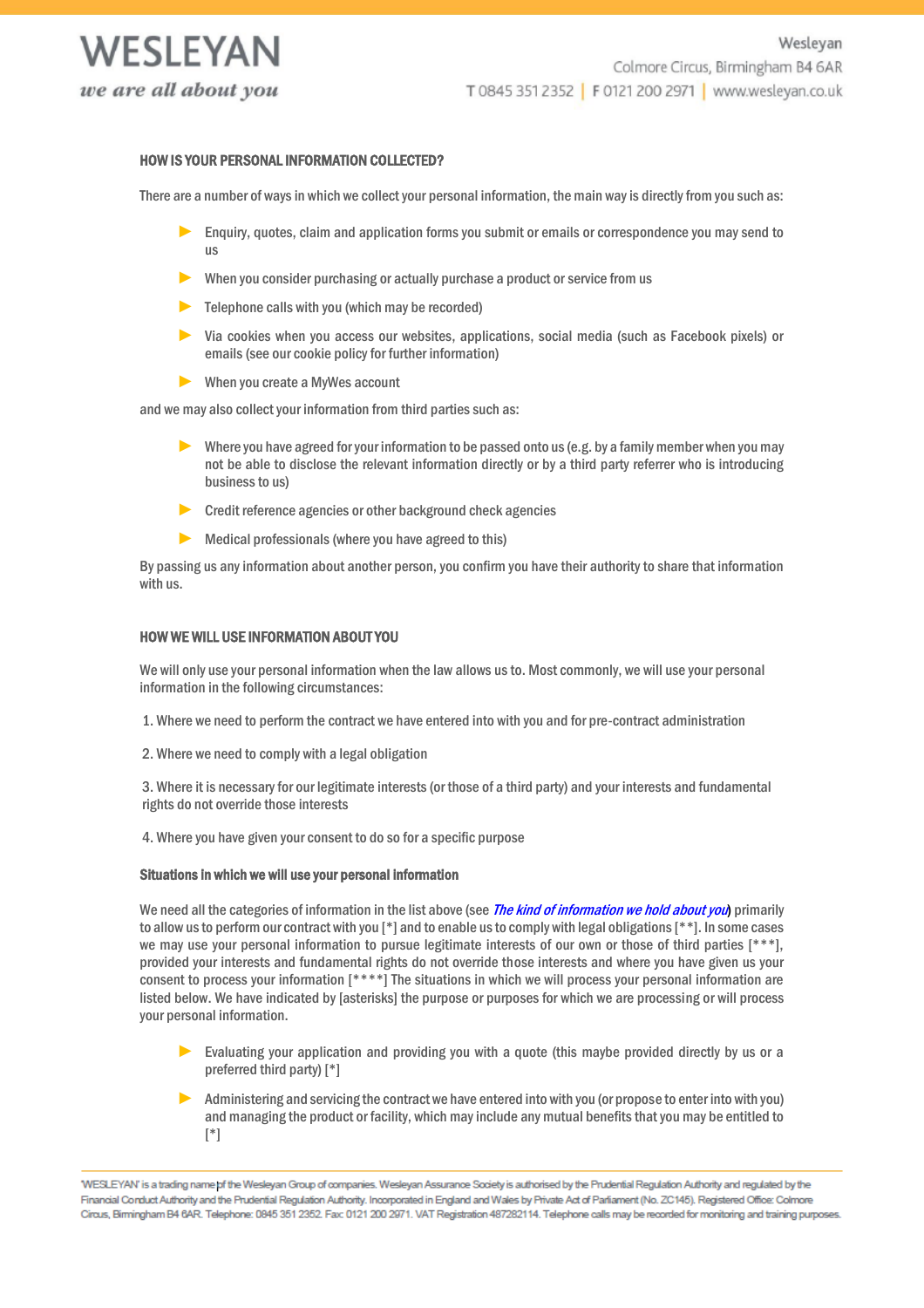## HOW IS YOUR PERSONAL INFORMATION COLLECTED?

There are a number of ways in which we collect your personal information, the main way is directly from you such as:

- Enquiry, quotes, claim and application forms you submit or emails or correspondence you may send to us
- When you consider purchasing or actually purchase a product or service from us
- Telephone calls with you (which may be recorded)
- Via cookies when you access our websites, applications, social media (such as Facebook pixels) or emails (see our cookie policy for further information)
- When you create a MyWes account

and we may also collect your information from third parties such as:

- Where you have agreed for your information to be passed onto us (e.g. by a family member when you may not be able to disclose the relevant information directly or by a third party referrer who is introducing business to us)
- Credit reference agencies or other background check agencies
- Medical professionals (where you have agreed to this)

By passing us any information about another person, you confirm you have their authority to share that information with us.

## HOW WE WILL USE INFORMATION ABOUT YOU

We will only use your personal information when the law allows us to. Most commonly, we will use your personal information in the following circumstances:

1. Where we need to perform the contract we have entered into with you and for pre-contract administration

2. Where we need to comply with a legal obligation

3. Where it is necessary for our legitimate interests (or those of a third party) and your interests and fundamental rights do not override those interests

4. Where you have given your consent to do so for a specific purpose

### Situations in which we will use your personal information

We need all the categories of information in the list above (see *The kind of information we hold about you*) primarily to allow us to perform our contract with you [*] and to enable us to comply with legal obligations [**]. In some cases we may use your personal information to pursue legitimate interests of our own or those of third parties [***], provided your interests and fundamental rights do not override those interests and where you have given us your consent to process your information [****] The situations in which we will process your personal information are listed below. We have indicated by [asterisks] the purpose or purposes for which we are processing or will process your personal information.

- Evaluating your application and providing you with a quote (this maybe provided directly by us or a preferred third party) [*]
- Administering and servicing the contract we have entered into with you (or propose to enter into with you) and managing the product or facility, which may include any mutual benefits that you may be entitled to [*]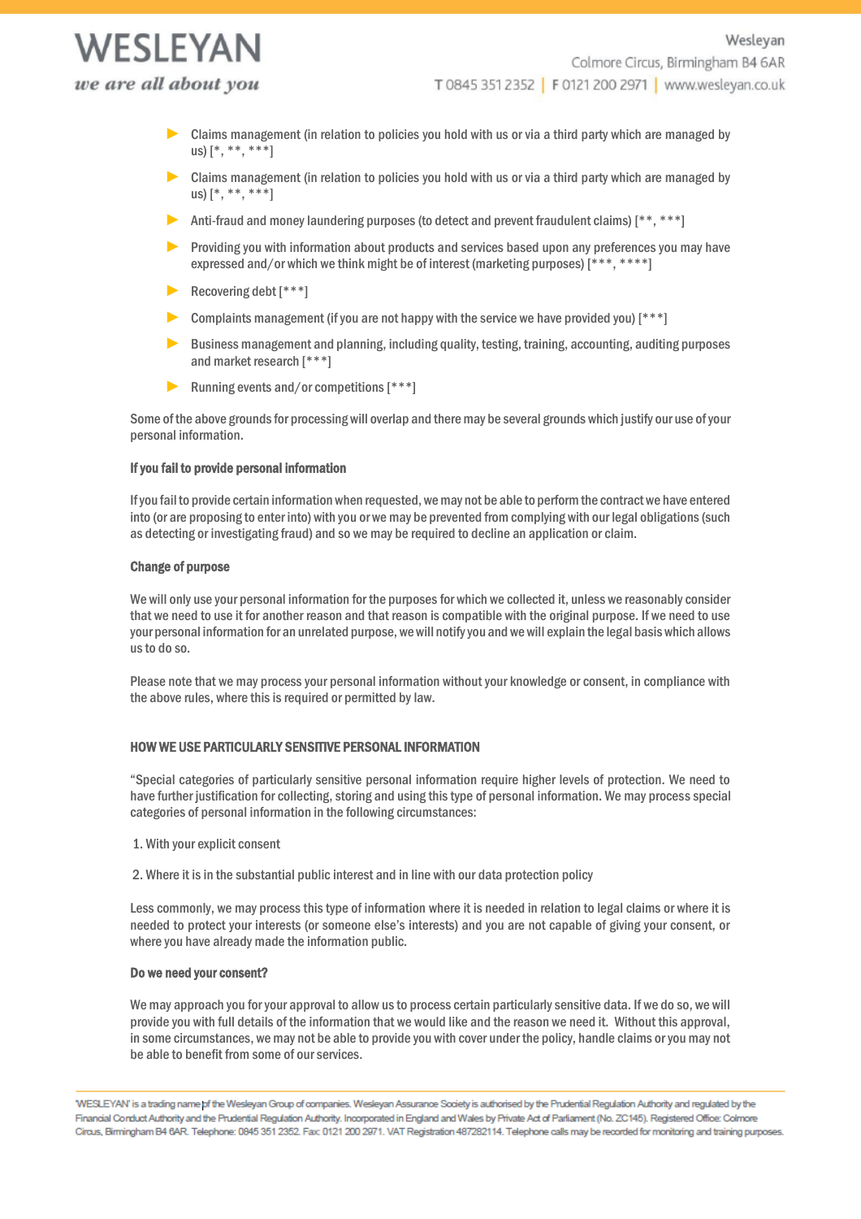- Claims management (in relation to policies you hold with us or via a third party which are managed by us) [*, **, ***]
- Claims management (in relation to policies you hold with us or via a third party which are managed by us) [*, **, ***]
- Anti-fraud and money laundering purposes (to detect and prevent fraudulent claims) [**, ***]
- Providing you with information about products and services based upon any preferences you may have expressed and/or which we think might be of interest (marketing purposes) [***, ****]
- Recovering debt [***]
- Complaints management (if you are not happy with the service we have provided you) [***]
- Business management and planning, including quality, testing, training, accounting, auditing purposes and market research [***]
- Running events and/or competitions [***]

Some of the above grounds for processing will overlap and there may be several grounds which justify our use of your personal information.

**If you fail to provide personal information**

If you fail to provide certain information when requested, we may not be able to perform the contract we have entered into (or are proposing to enter into) with you or we may be prevented from complying with our legal obligations (such as detecting or investigating fraud) and so we may be required to decline an application or claim.

**Change of purpose**

We will only use your personal information for the purposes for which we collected it, unless we reasonably consider that we need to use it for another reason and that reason is compatible with the original purpose. If we need to use your personal information for an unrelated purpose, we will notify you and we will explain the legal basis which allows us to do so.

Please note that we may process your personal information without your knowledge or consent, in compliance with the above rules, where this is required or permitted by law.

## HOW WE USE PARTICULARLY SENSITIVE PERSONAL INFORMATION

"Special categories of particularly sensitive personal information require higher levels of protection. We need to have further justification for collecting, storing and using this type of personal information. We may process special categories of personal information in the following circumstances:

1. With your explicit consent
2. Where it is in the substantial public interest and in line with our data protection policy

Less commonly, we may process this type of information where it is needed in relation to legal claims or where it is needed to protect your interests (or someone else's interests) and you are not capable of giving your consent, or where you have already made the information public.

**Do we need your consent?**

We may approach you for your approval to allow us to process certain particularly sensitive data. If we do so, we will provide you with full details of the information that we would like and the reason we need it. Without this approval, in some circumstances, we may not be able to provide you with cover under the policy, handle claims or you may not be able to benefit from some of our services.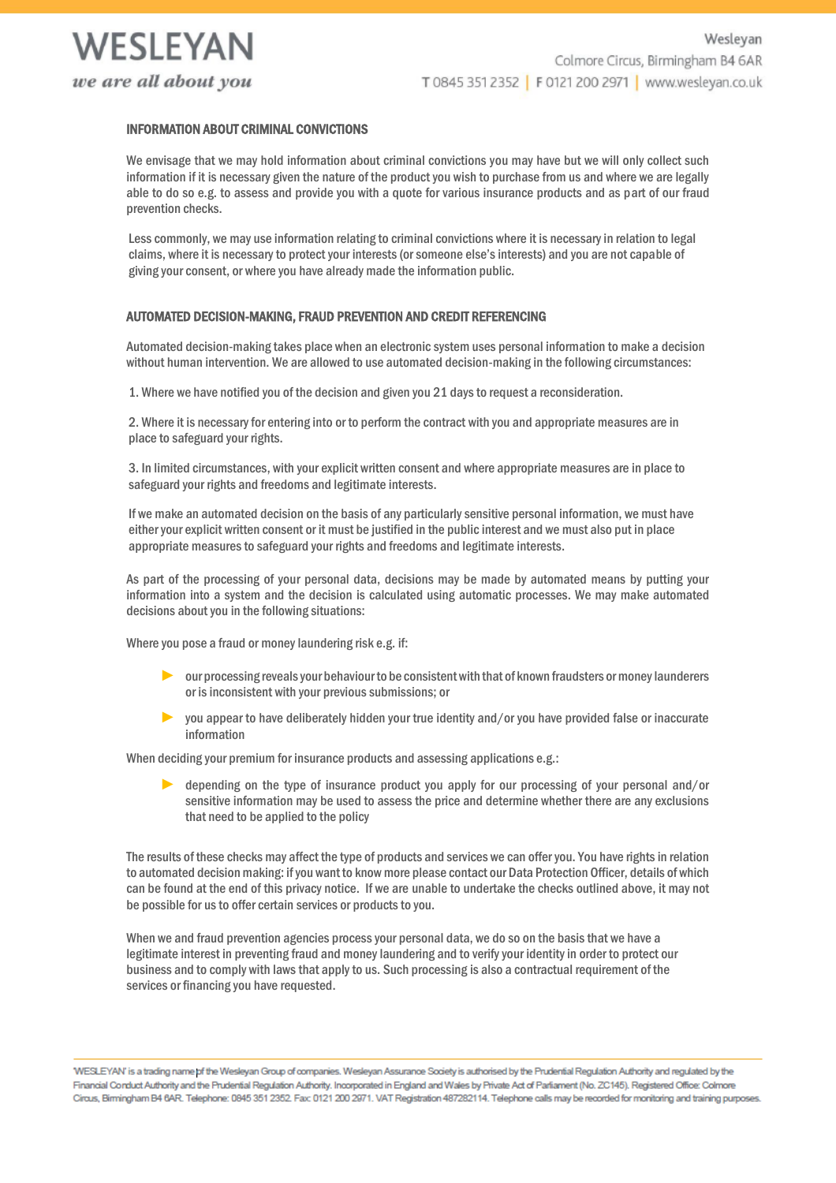## INFORMATION ABOUT CRIMINAL CONVICTIONS

We envisage that we may hold information about criminal convictions you may have but we will only collect such information if it is necessary given the nature of the product you wish to purchase from us and where we are legally able to do so e.g. to assess and provide you with a quote for various insurance products and as part of our fraud prevention checks.

Less commonly, we may use information relating to criminal convictions where it is necessary in relation to legal claims, where it is necessary to protect your interests (or someone else's interests) and you are not capable of giving your consent, or where you have already made the information public.

## AUTOMATED DECISION-MAKING, FRAUD PREVENTION AND CREDIT REFERENCING

Automated decision-making takes place when an electronic system uses personal information to make a decision without human intervention. We are allowed to use automated decision-making in the following circumstances:

1. Where we have notified you of the decision and given you 21 days to request a reconsideration.

2. Where it is necessary for entering into or to perform the contract with you and appropriate measures are in place to safeguard your rights.

3. In limited circumstances, with your explicit written consent and where appropriate measures are in place to safeguard your rights and freedoms and legitimate interests.

If we make an automated decision on the basis of any particularly sensitive personal information, we must have either your explicit written consent or it must be justified in the public interest and we must also put in place appropriate measures to safeguard your rights and freedoms and legitimate interests.

As part of the processing of your personal data, decisions may be made by automated means by putting your information into a system and the decision is calculated using automatic processes. We may make automated decisions about you in the following situations:

Where you pose a fraud or money laundering risk e.g. if:

- our processing reveals your behaviour to be consistent with that of known fraudsters or money launderers or is inconsistent with your previous submissions; or
- you appear to have deliberately hidden your true identity and/or you have provided false or inaccurate information

When deciding your premium for insurance products and assessing applications e.g.:

- depending on the type of insurance product you apply for our processing of your personal and/or sensitive information may be used to assess the price and determine whether there are any exclusions that need to be applied to the policy

The results of these checks may affect the type of products and services we can offer you. You have rights in relation to automated decision making: if you want to know more please contact our Data Protection Officer, details of which can be found at the end of this privacy notice. If we are unable to undertake the checks outlined above, it may not be possible for us to offer certain services or products to you.

When we and fraud prevention agencies process your personal data, we do so on the basis that we have a legitimate interest in preventing fraud and money laundering and to verify your identity in order to protect our business and to comply with laws that apply to us. Such processing is also a contractual requirement of the services or financing you have requested.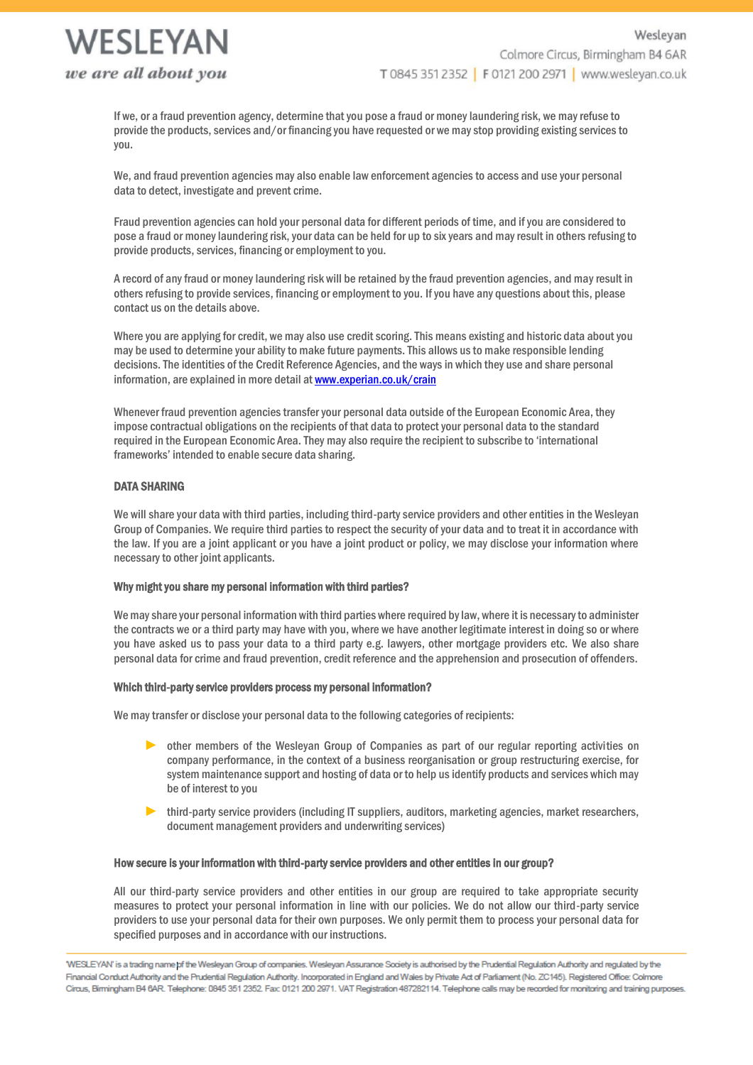If we, or a fraud prevention agency, determine that you pose a fraud or money laundering risk, we may refuse to provide the products, services and/or financing you have requested or we may stop providing existing services to you.

We, and fraud prevention agencies may also enable law enforcement agencies to access and use your personal data to detect, investigate and prevent crime.

Fraud prevention agencies can hold your personal data for different periods of time, and if you are considered to pose a fraud or money laundering risk, your data can be held for up to six years and may result in others refusing to provide products, services, financing or employment to you.

A record of any fraud or money laundering risk will be retained by the fraud prevention agencies, and may result in others refusing to provide services, financing or employment to you. If you have any questions about this, please contact us on the details above.

Where you are applying for credit, we may also use credit scoring. This means existing and historic data about you may be used to determine your ability to make future payments. This allows us to make responsible lending decisions. The identities of the Credit Reference Agencies, and the ways in which they use and share personal information, are explained in more detail at [www.experian.co.uk/crain](www.experian.co.uk/crain)

Whenever fraud prevention agencies transfer your personal data outside of the European Economic Area, they impose contractual obligations on the recipients of that data to protect your personal data to the standard required in the European Economic Area. They may also require the recipient to subscribe to 'international frameworks' intended to enable secure data sharing.

## DATA SHARING

We will share your data with third parties, including third-party service providers and other entities in the Wesleyan Group of Companies. We require third parties to respect the security of your data and to treat it in accordance with the law. If you are a joint applicant or you have a joint product or policy, we may disclose your information where necessary to other joint applicants.

### Why might you share my personal information with third parties?

We may share your personal information with third parties where required by law, where it is necessary to administer the contracts we or a third party may have with you, where we have another legitimate interest in doing so or where you have asked us to pass your data to a third party e.g. lawyers, other mortgage providers etc. We also share personal data for crime and fraud prevention, credit reference and the apprehension and prosecution of offenders.

### Which third-party service providers process my personal information?

We may transfer or disclose your personal data to the following categories of recipients:

- other members of the Wesleyan Group of Companies as part of our regular reporting activities on company performance, in the context of a business reorganisation or group restructuring exercise, for system maintenance support and hosting of data or to help us identify products and services which may be of interest to you
- third-party service providers (including IT suppliers, auditors, marketing agencies, market researchers, document management providers and underwriting services)

### How secure is your information with third-party service providers and other entities in our group?

All our third-party service providers and other entities in our group are required to take appropriate security measures to protect your personal information in line with our policies. We do not allow our third-party service providers to use your personal data for their own purposes. We only permit them to process your personal data for specified purposes and in accordance with our instructions.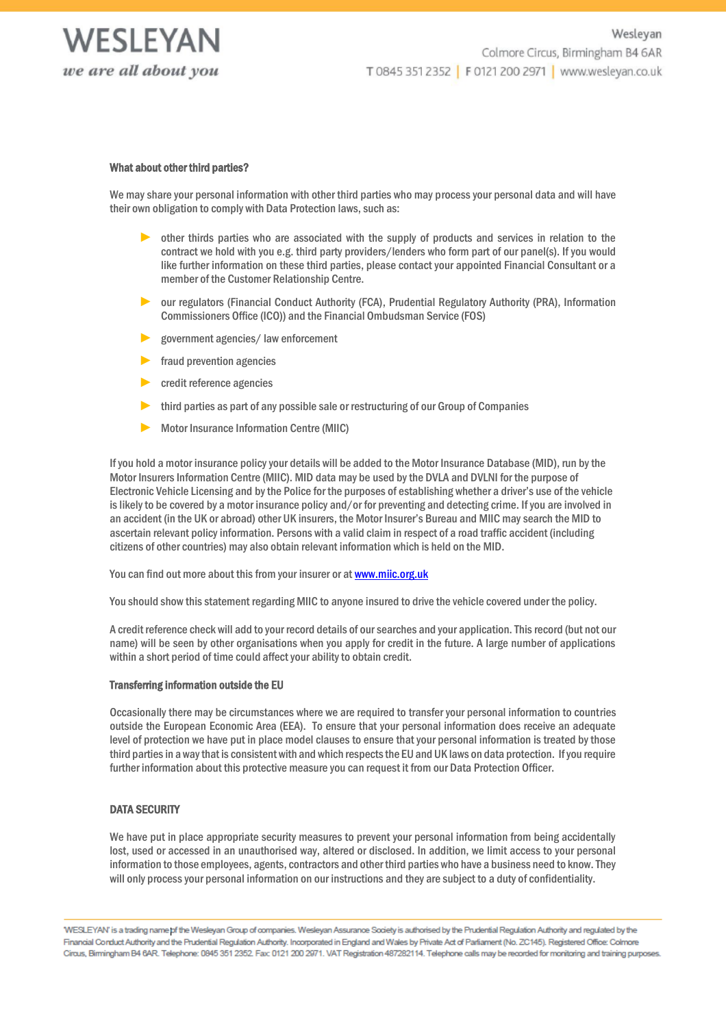### What about other third parties?

We may share your personal information with other third parties who may process your personal data and will have their own obligation to comply with Data Protection laws, such as:

- other thirds parties who are associated with the supply of products and services in relation to the contract we hold with you e.g. third party providers/lenders who form part of our panel(s). If you would like further information on these third parties, please contact your appointed Financial Consultant or a member of the Customer Relationship Centre.
- our regulators (Financial Conduct Authority (FCA), Prudential Regulatory Authority (PRA), Information Commissioners Office (ICO)) and the Financial Ombudsman Service (FOS)
- government agencies/ law enforcement
- fraud prevention agencies
- credit reference agencies
- third parties as part of any possible sale or restructuring of our Group of Companies
- Motor Insurance Information Centre (MIIC)

If you hold a motor insurance policy your details will be added to the Motor Insurance Database (MID), run by the Motor Insurers Information Centre (MIIC). MID data may be used by the DVLA and DVLNI for the purpose of Electronic Vehicle Licensing and by the Police for the purposes of establishing whether a driver's use of the vehicle is likely to be covered by a motor insurance policy and/or for preventing and detecting crime. If you are involved in an accident (in the UK or abroad) other UK insurers, the Motor Insurer's Bureau and MIIC may search the MID to ascertain relevant policy information. Persons with a valid claim in respect of a road traffic accident (including citizens of other countries) may also obtain relevant information which is held on the MID.

You can find out more about this from your insurer or at [www.miic.org.uk](http://www.miic.org.uk)

You should show this statement regarding MIIC to anyone insured to drive the vehicle covered under the policy.

A credit reference check will add to your record details of our searches and your application. This record (but not our name) will be seen by other organisations when you apply for credit in the future. A large number of applications within a short period of time could affect your ability to obtain credit.

### Transferring information outside the EU

Occasionally there may be circumstances where we are required to transfer your personal information to countries outside the European Economic Area (EEA). To ensure that your personal information does receive an adequate level of protection we have put in place model clauses to ensure that your personal information is treated by those third parties in a way that is consistent with and which respects the EU and UK laws on data protection. If you require further information about this protective measure you can request it from our Data Protection Officer.

## DATA SECURITY

We have put in place appropriate security measures to prevent your personal information from being accidentally lost, used or accessed in an unauthorised way, altered or disclosed. In addition, we limit access to your personal information to those employees, agents, contractors and other third parties who have a business need to know. They will only process your personal information on our instructions and they are subject to a duty of confidentiality.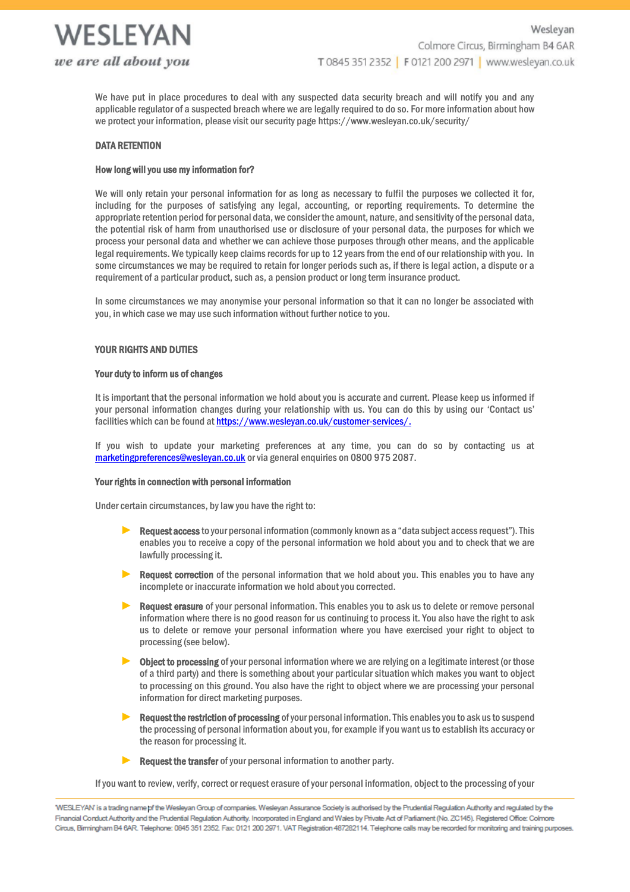We have put in place procedures to deal with any suspected data security breach and will notify you and any applicable regulator of a suspected breach where we are legally required to do so. For more information about how we protect your information, please visit our security page https://www.wesleyan.co.uk/security/

## DATA RETENTION

### How long will you use my information for?

We will only retain your personal information for as long as necessary to fulfil the purposes we collected it for, including for the purposes of satisfying any legal, accounting, or reporting requirements. To determine the appropriate retention period for personal data, we consider the amount, nature, and sensitivity of the personal data, the potential risk of harm from unauthorised use or disclosure of your personal data, the purposes for which we process your personal data and whether we can achieve those purposes through other means, and the applicable legal requirements. We typically keep claims records for up to 12 years from the end of our relationship with you. In some circumstances we may be required to retain for longer periods such as, if there is legal action, a dispute or a requirement of a particular product, such as, a pension product or long term insurance product.

In some circumstances we may anonymise your personal information so that it can no longer be associated with you, in which case we may use such information without further notice to you.

## YOUR RIGHTS AND DUTIES

### Your duty to inform us of changes

It is important that the personal information we hold about you is accurate and current. Please keep us informed if your personal information changes during your relationship with us. You can do this by using our 'Contact us' facilities which can be found at https://www.wesleyan.co.uk/customer-services/.

If you wish to update your marketing preferences at any time, you can do so by contacting us at marketingpreferences@wesleyan.co.uk or via general enquiries on 0800 975 2087.

### Your rights in connection with personal information

Under certain circumstances, by law you have the right to:

- **Request access** to your personal information (commonly known as a "data subject access request"). This enables you to receive a copy of the personal information we hold about you and to check that we are lawfully processing it.
- **Request correction** of the personal information that we hold about you. This enables you to have any incomplete or inaccurate information we hold about you corrected.
- **Request erasure** of your personal information. This enables you to ask us to delete or remove personal information where there is no good reason for us continuing to process it. You also have the right to ask us to delete or remove your personal information where you have exercised your right to object to processing (see below).
- **Object to processing** of your personal information where we are relying on a legitimate interest (or those of a third party) and there is something about your particular situation which makes you want to object to processing on this ground. You also have the right to object where we are processing your personal information for direct marketing purposes.
- **Request the restriction of processing** of your personal information. This enables you to ask us to suspend the processing of personal information about you, for example if you want us to establish its accuracy or the reason for processing it.
- **Request the transfer** of your personal information to another party.

If you want to review, verify, correct or request erasure of your personal information, object to the processing of your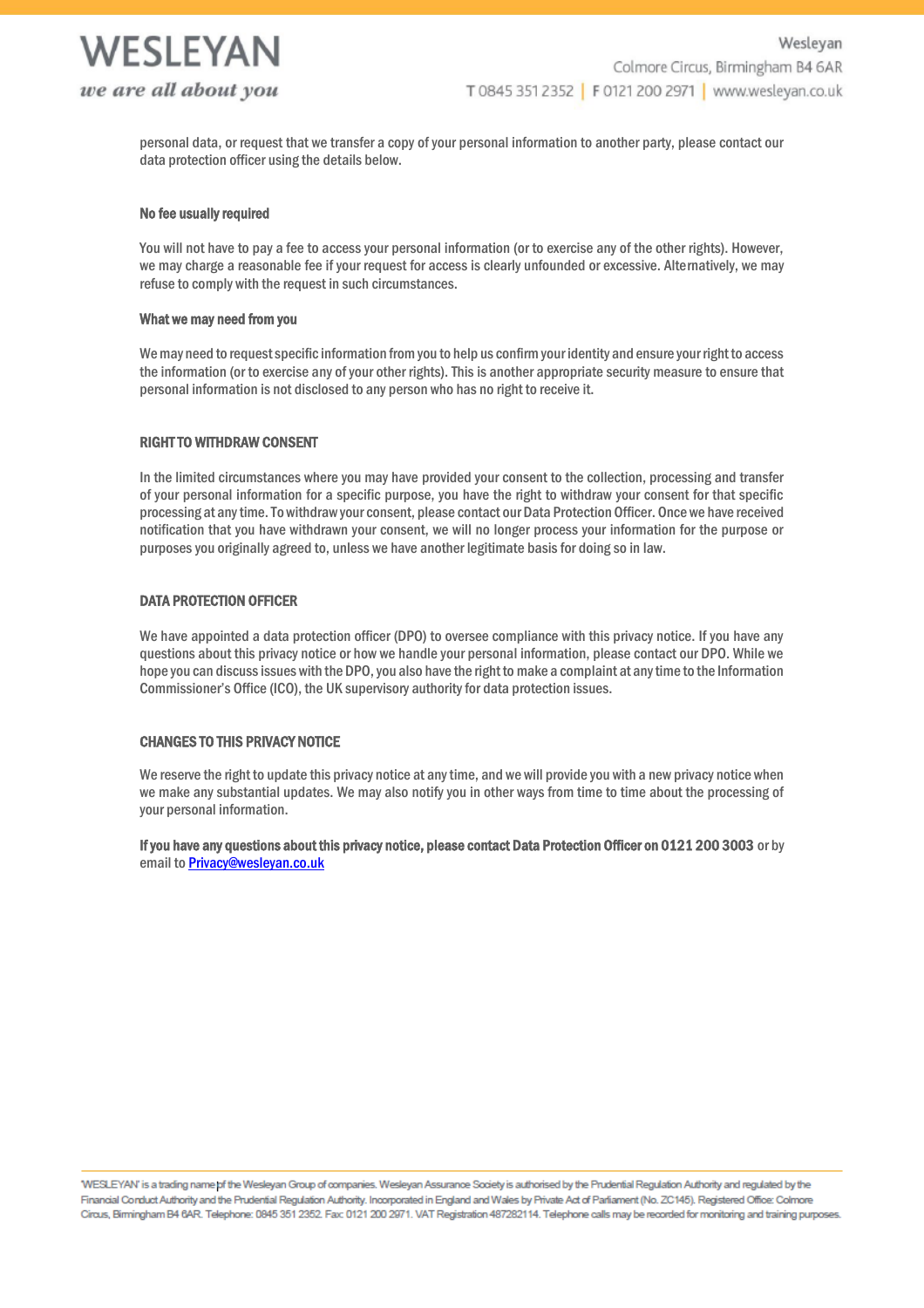personal data, or request that we transfer a copy of your personal information to another party, please contact our data protection officer using the details below.

**No fee usually required**

You will not have to pay a fee to access your personal information (or to exercise any of the other rights). However, we may charge a reasonable fee if your request for access is clearly unfounded or excessive. Alternatively, we may refuse to comply with the request in such circumstances.

**What we may need from you**

We may need to request specific information from you to help us confirm your identity and ensure your right to access the information (or to exercise any of your other rights). This is another appropriate security measure to ensure that personal information is not disclosed to any person who has no right to receive it.

## RIGHT TO WITHDRAW CONSENT

In the limited circumstances where you may have provided your consent to the collection, processing and transfer of your personal information for a specific purpose, you have the right to withdraw your consent for that specific processing at any time. To withdraw your consent, please contact our Data Protection Officer. Once we have received notification that you have withdrawn your consent, we will no longer process your information for the purpose or purposes you originally agreed to, unless we have another legitimate basis for doing so in law.

## DATA PROTECTION OFFICER

We have appointed a data protection officer (DPO) to oversee compliance with this privacy notice. If you have any questions about this privacy notice or how we handle your personal information, please contact our DPO. While we hope you can discuss issues with the DPO, you also have the right to make a complaint at any time to the Information Commissioner's Office (ICO), the UK supervisory authority for data protection issues.

## CHANGES TO THIS PRIVACY NOTICE

We reserve the right to update this privacy notice at any time, and we will provide you with a new privacy notice when we make any substantial updates. We may also notify you in other ways from time to time about the processing of your personal information.

**If you have any questions about this privacy notice, please contact Data Protection Officer on 0121 200 3003** or by email to Privacy@wesleyan.co.uk